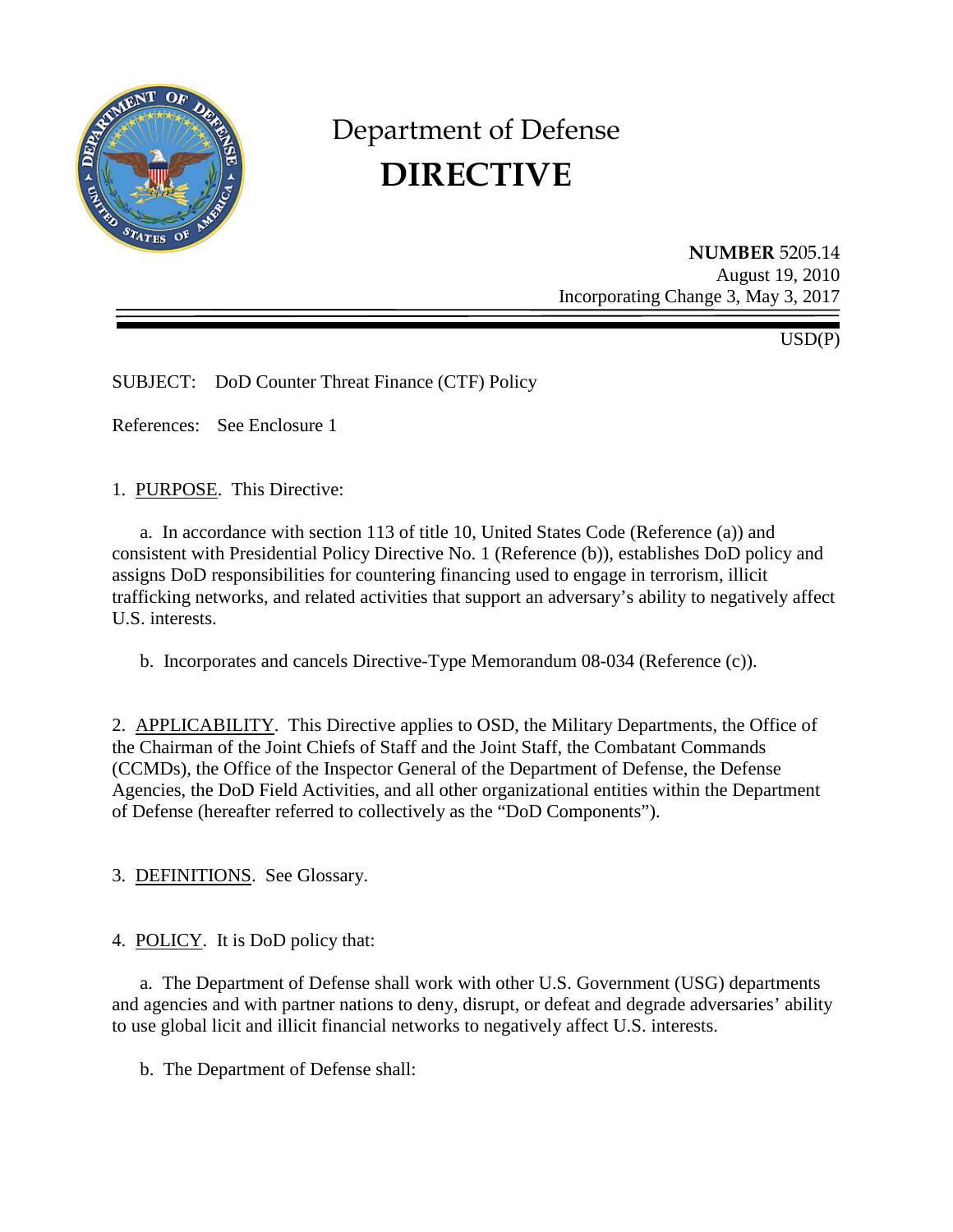# Department of Defense
# DIRECTIVE

**NUMBER** 5205.14
August 19, 2010
Incorporating Change 3, May 3, 2017

USD(P)

SUBJECT: DoD Counter Threat Finance (CTF) Policy

References: See Enclosure 1

1. PURPOSE. This Directive:

a. In accordance with section 113 of title 10, United States Code (Reference (a)) and consistent with Presidential Policy Directive No. 1 (Reference (b)), establishes DoD policy and assigns DoD responsibilities for countering financing used to engage in terrorism, illicit trafficking networks, and related activities that support an adversary's ability to negatively affect U.S. interests.

b. Incorporates and cancels Directive-Type Memorandum 08-034 (Reference (c)).

2. APPLICABILITY. This Directive applies to OSD, the Military Departments, the Office of the Chairman of the Joint Chiefs of Staff and the Joint Staff, the Combatant Commands (CCMDs), the Office of the Inspector General of the Department of Defense, the Defense Agencies, the DoD Field Activities, and all other organizational entities within the Department of Defense (hereafter referred to collectively as the "DoD Components").

3. DEFINITIONS. See Glossary.

4. POLICY. It is DoD policy that:

a. The Department of Defense shall work with other U.S. Government (USG) departments and agencies and with partner nations to deny, disrupt, or defeat and degrade adversaries' ability to use global licit and illicit financial networks to negatively affect U.S. interests.

b. The Department of Defense shall: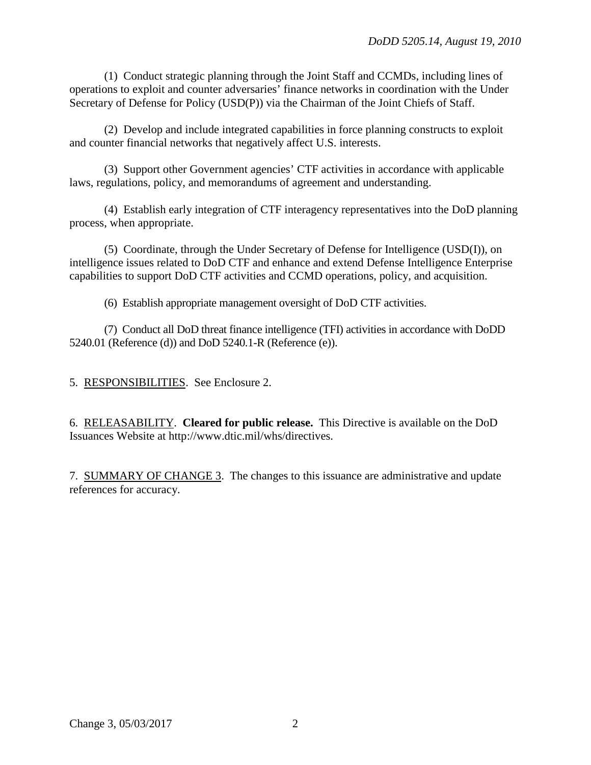(1) Conduct strategic planning through the Joint Staff and CCMDs, including lines of operations to exploit and counter adversaries' finance networks in coordination with the Under Secretary of Defense for Policy (USD(P)) via the Chairman of the Joint Chiefs of Staff.

(2) Develop and include integrated capabilities in force planning constructs to exploit and counter financial networks that negatively affect U.S. interests.

(3) Support other Government agencies' CTF activities in accordance with applicable laws, regulations, policy, and memorandums of agreement and understanding.

(4) Establish early integration of CTF interagency representatives into the DoD planning process, when appropriate.

(5) Coordinate, through the Under Secretary of Defense for Intelligence (USD(I)), on intelligence issues related to DoD CTF and enhance and extend Defense Intelligence Enterprise capabilities to support DoD CTF activities and CCMD operations, policy, and acquisition.

(6) Establish appropriate management oversight of DoD CTF activities.

(7) Conduct all DoD threat finance intelligence (TFI) activities in accordance with DoDD 5240.01 (Reference (d)) and DoD 5240.1-R (Reference (e)).

5. RESPONSIBILITIES. See Enclosure 2.

6. RELEASABILITY. **Cleared for public release.** This Directive is available on the DoD Issuances Website at http://www.dtic.mil/whs/directives.

7. SUMMARY OF CHANGE 3. The changes to this issuance are administrative and update references for accuracy.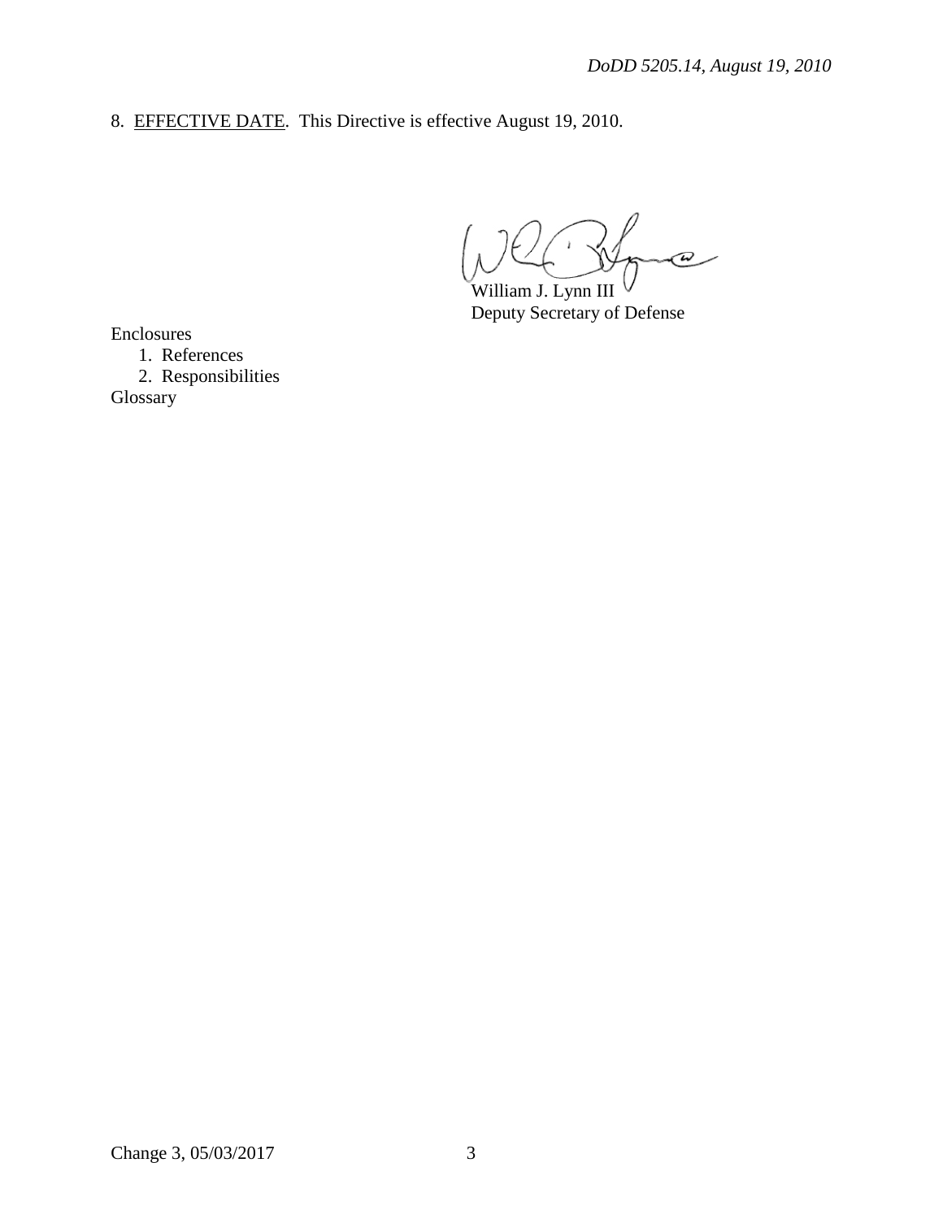8. EFFECTIVE DATE. This Directive is effective August 19, 2010.

William J. Lynn III
Deputy Secretary of Defense

Enclosures
1. References
2. Responsibilities

Glossary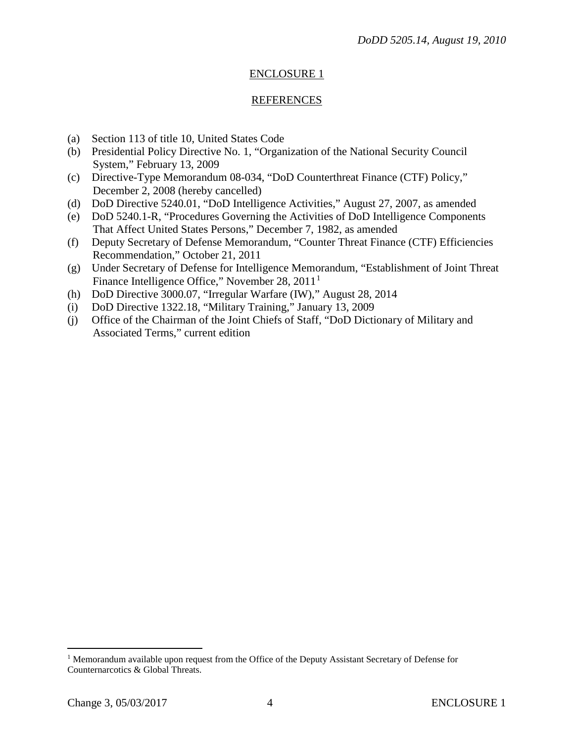## ENCLOSURE 1

## REFERENCES

(a) Section 113 of title 10, United States Code
(b) Presidential Policy Directive No. 1, "Organization of the National Security Council System," February 13, 2009
(c) Directive-Type Memorandum 08-034, "DoD Counterthreat Finance (CTF) Policy," December 2, 2008 (hereby cancelled)
(d) DoD Directive 5240.01, "DoD Intelligence Activities," August 27, 2007, as amended
(e) DoD 5240.1-R, "Procedures Governing the Activities of DoD Intelligence Components That Affect United States Persons," December 7, 1982, as amended
(f) Deputy Secretary of Defense Memorandum, "Counter Threat Finance (CTF) Efficiencies Recommendation," October 21, 2011
(g) Under Secretary of Defense for Intelligence Memorandum, "Establishment of Joint Threat Finance Intelligence Office," November 28, 2011[1]
(h) DoD Directive 3000.07, "Irregular Warfare (IW)," August 28, 2014
(i) DoD Directive 1322.18, "Military Training," January 13, 2009
(j) Office of the Chairman of the Joint Chiefs of Staff, "DoD Dictionary of Military and Associated Terms," current edition

---

[1] Memorandum available upon request from the Office of the Deputy Assistant Secretary of Defense for Counternarcotics & Global Threats.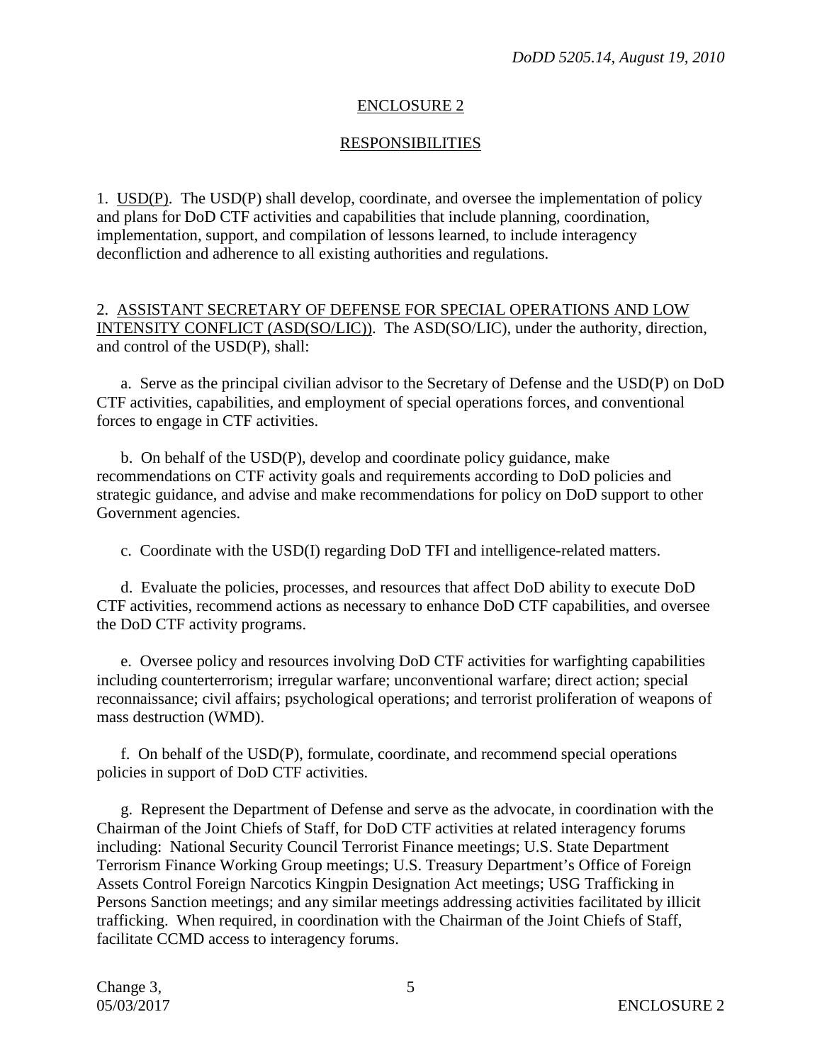## ENCLOSURE 2

## RESPONSIBILITIES

1. USD(P). The USD(P) shall develop, coordinate, and oversee the implementation of policy and plans for DoD CTF activities and capabilities that include planning, coordination, implementation, support, and compilation of lessons learned, to include interagency deconfliction and adherence to all existing authorities and regulations.

2. ASSISTANT SECRETARY OF DEFENSE FOR SPECIAL OPERATIONS AND LOW INTENSITY CONFLICT (ASD(SO/LIC)). The ASD(SO/LIC), under the authority, direction, and control of the USD(P), shall:

a. Serve as the principal civilian advisor to the Secretary of Defense and the USD(P) on DoD CTF activities, capabilities, and employment of special operations forces, and conventional forces to engage in CTF activities.

b. On behalf of the USD(P), develop and coordinate policy guidance, make recommendations on CTF activity goals and requirements according to DoD policies and strategic guidance, and advise and make recommendations for policy on DoD support to other Government agencies.

c. Coordinate with the USD(I) regarding DoD TFI and intelligence-related matters.

d. Evaluate the policies, processes, and resources that affect DoD ability to execute DoD CTF activities, recommend actions as necessary to enhance DoD CTF capabilities, and oversee the DoD CTF activity programs.

e. Oversee policy and resources involving DoD CTF activities for warfighting capabilities including counterterrorism; irregular warfare; unconventional warfare; direct action; special reconnaissance; civil affairs; psychological operations; and terrorist proliferation of weapons of mass destruction (WMD).

f. On behalf of the USD(P), formulate, coordinate, and recommend special operations policies in support of DoD CTF activities.

g. Represent the Department of Defense and serve as the advocate, in coordination with the Chairman of the Joint Chiefs of Staff, for DoD CTF activities at related interagency forums including: National Security Council Terrorist Finance meetings; U.S. State Department Terrorism Finance Working Group meetings; U.S. Treasury Department's Office of Foreign Assets Control Foreign Narcotics Kingpin Designation Act meetings; USG Trafficking in Persons Sanction meetings; and any similar meetings addressing activities facilitated by illicit trafficking. When required, in coordination with the Chairman of the Joint Chiefs of Staff, facilitate CCMD access to interagency forums.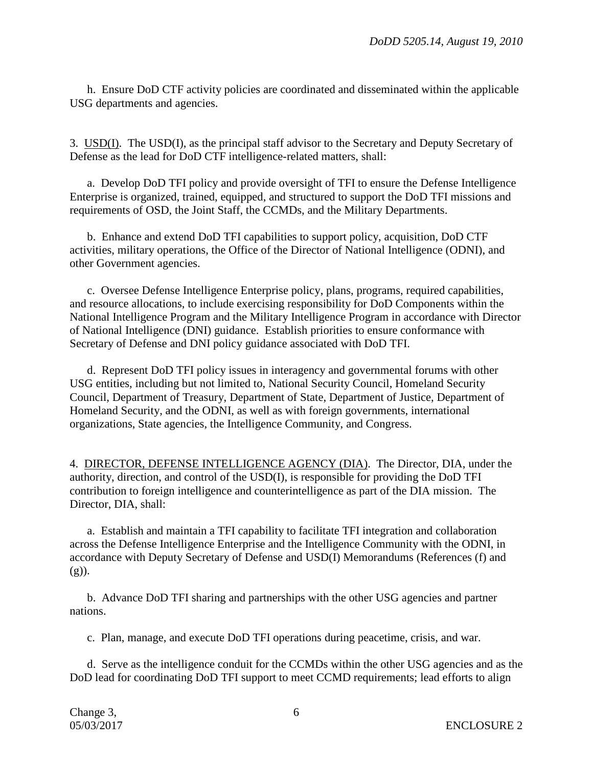h. Ensure DoD CTF activity policies are coordinated and disseminated within the applicable USG departments and agencies.

3. USD(I). The USD(I), as the principal staff advisor to the Secretary and Deputy Secretary of Defense as the lead for DoD CTF intelligence-related matters, shall:

a. Develop DoD TFI policy and provide oversight of TFI to ensure the Defense Intelligence Enterprise is organized, trained, equipped, and structured to support the DoD TFI missions and requirements of OSD, the Joint Staff, the CCMDs, and the Military Departments.

b. Enhance and extend DoD TFI capabilities to support policy, acquisition, DoD CTF activities, military operations, the Office of the Director of National Intelligence (ODNI), and other Government agencies.

c. Oversee Defense Intelligence Enterprise policy, plans, programs, required capabilities, and resource allocations, to include exercising responsibility for DoD Components within the National Intelligence Program and the Military Intelligence Program in accordance with Director of National Intelligence (DNI) guidance. Establish priorities to ensure conformance with Secretary of Defense and DNI policy guidance associated with DoD TFI.

d. Represent DoD TFI policy issues in interagency and governmental forums with other USG entities, including but not limited to, National Security Council, Homeland Security Council, Department of Treasury, Department of State, Department of Justice, Department of Homeland Security, and the ODNI, as well as with foreign governments, international organizations, State agencies, the Intelligence Community, and Congress.

4. DIRECTOR, DEFENSE INTELLIGENCE AGENCY (DIA). The Director, DIA, under the authority, direction, and control of the USD(I), is responsible for providing the DoD TFI contribution to foreign intelligence and counterintelligence as part of the DIA mission. The Director, DIA, shall:

a. Establish and maintain a TFI capability to facilitate TFI integration and collaboration across the Defense Intelligence Enterprise and the Intelligence Community with the ODNI, in accordance with Deputy Secretary of Defense and USD(I) Memorandums (References (f) and (g)).

b. Advance DoD TFI sharing and partnerships with the other USG agencies and partner nations.

c. Plan, manage, and execute DoD TFI operations during peacetime, crisis, and war.

d. Serve as the intelligence conduit for the CCMDs within the other USG agencies and as the DoD lead for coordinating DoD TFI support to meet CCMD requirements; lead efforts to align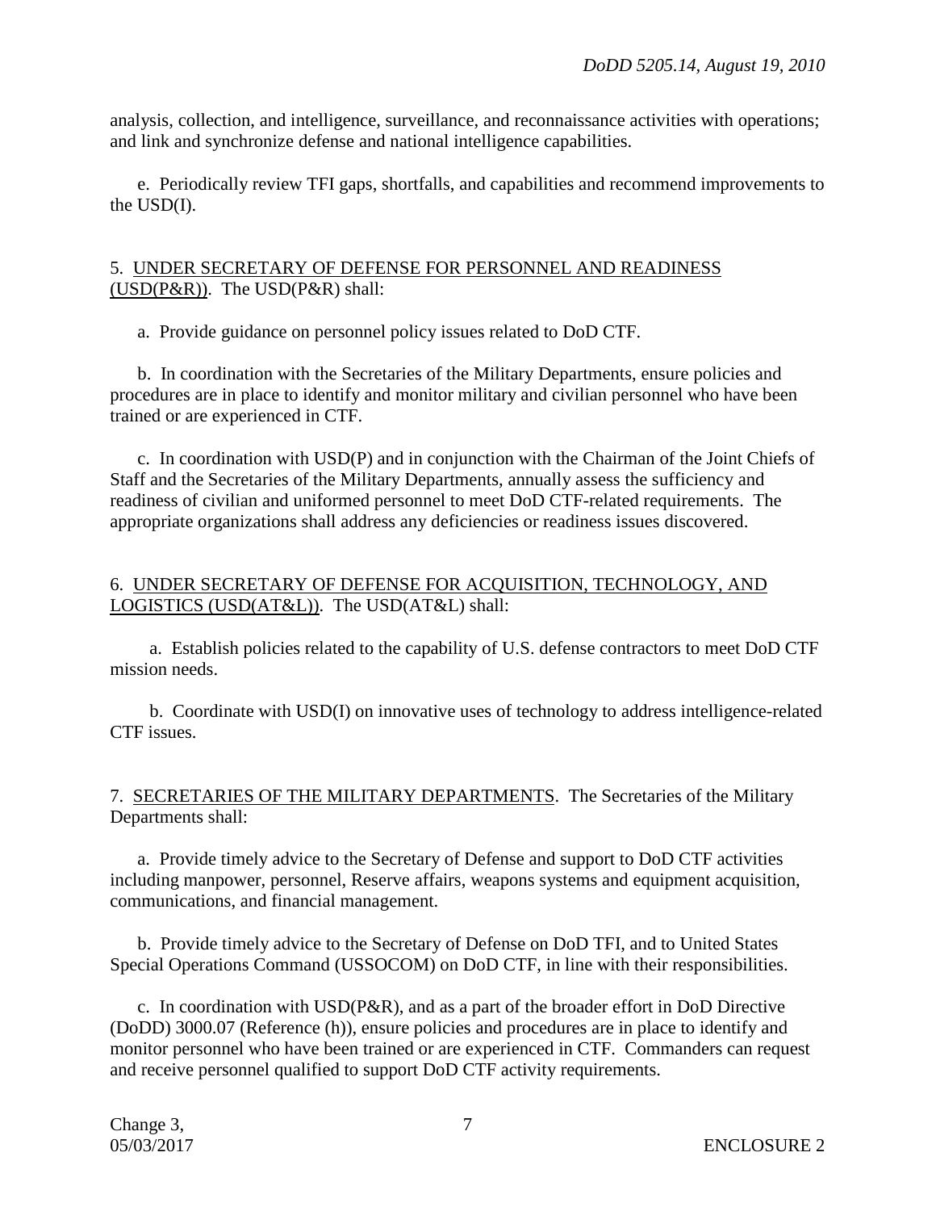analysis, collection, and intelligence, surveillance, and reconnaissance activities with operations; and link and synchronize defense and national intelligence capabilities.

e. Periodically review TFI gaps, shortfalls, and capabilities and recommend improvements to the USD(I).

5. UNDER SECRETARY OF DEFENSE FOR PERSONNEL AND READINESS (USD(P&R)). The USD(P&R) shall:

a. Provide guidance on personnel policy issues related to DoD CTF.

b. In coordination with the Secretaries of the Military Departments, ensure policies and procedures are in place to identify and monitor military and civilian personnel who have been trained or are experienced in CTF.

c. In coordination with USD(P) and in conjunction with the Chairman of the Joint Chiefs of Staff and the Secretaries of the Military Departments, annually assess the sufficiency and readiness of civilian and uniformed personnel to meet DoD CTF-related requirements. The appropriate organizations shall address any deficiencies or readiness issues discovered.

6. UNDER SECRETARY OF DEFENSE FOR ACQUISITION, TECHNOLOGY, AND LOGISTICS (USD(AT&L)). The USD(AT&L) shall:

a. Establish policies related to the capability of U.S. defense contractors to meet DoD CTF mission needs.

b. Coordinate with USD(I) on innovative uses of technology to address intelligence-related CTF issues.

7. SECRETARIES OF THE MILITARY DEPARTMENTS. The Secretaries of the Military Departments shall:

a. Provide timely advice to the Secretary of Defense and support to DoD CTF activities including manpower, personnel, Reserve affairs, weapons systems and equipment acquisition, communications, and financial management.

b. Provide timely advice to the Secretary of Defense on DoD TFI, and to United States Special Operations Command (USSOCOM) on DoD CTF, in line with their responsibilities.

c. In coordination with USD(P&R), and as a part of the broader effort in DoD Directive (DoDD) 3000.07 (Reference (h)), ensure policies and procedures are in place to identify and monitor personnel who have been trained or are experienced in CTF. Commanders can request and receive personnel qualified to support DoD CTF activity requirements.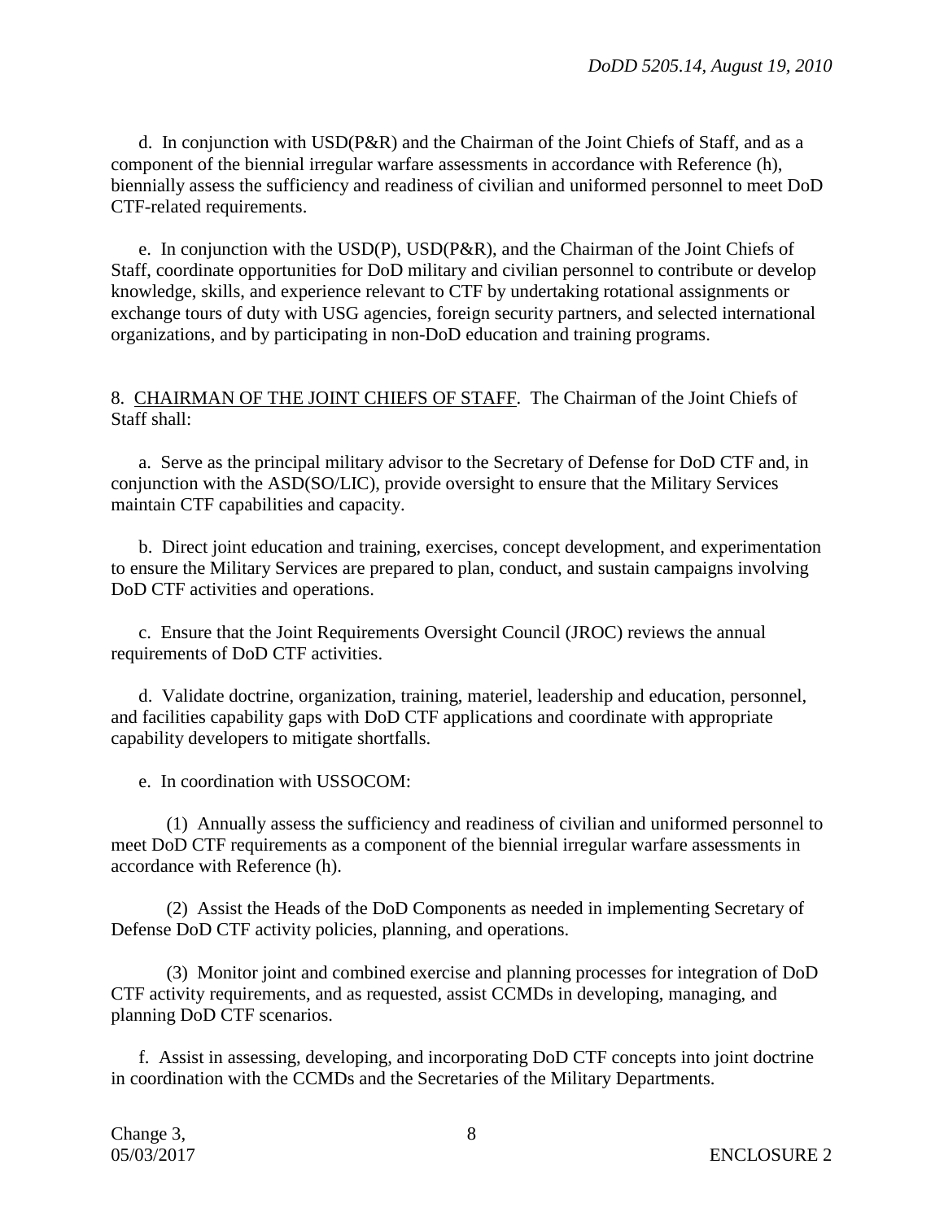d. In conjunction with USD(P&R) and the Chairman of the Joint Chiefs of Staff, and as a component of the biennial irregular warfare assessments in accordance with Reference (h), biennially assess the sufficiency and readiness of civilian and uniformed personnel to meet DoD CTF-related requirements.

e. In conjunction with the USD(P), USD(P&R), and the Chairman of the Joint Chiefs of Staff, coordinate opportunities for DoD military and civilian personnel to contribute or develop knowledge, skills, and experience relevant to CTF by undertaking rotational assignments or exchange tours of duty with USG agencies, foreign security partners, and selected international organizations, and by participating in non-DoD education and training programs.

8. CHAIRMAN OF THE JOINT CHIEFS OF STAFF. The Chairman of the Joint Chiefs of Staff shall:

a. Serve as the principal military advisor to the Secretary of Defense for DoD CTF and, in conjunction with the ASD(SO/LIC), provide oversight to ensure that the Military Services maintain CTF capabilities and capacity.

b. Direct joint education and training, exercises, concept development, and experimentation to ensure the Military Services are prepared to plan, conduct, and sustain campaigns involving DoD CTF activities and operations.

c. Ensure that the Joint Requirements Oversight Council (JROC) reviews the annual requirements of DoD CTF activities.

d. Validate doctrine, organization, training, materiel, leadership and education, personnel, and facilities capability gaps with DoD CTF applications and coordinate with appropriate capability developers to mitigate shortfalls.

e. In coordination with USSOCOM:

(1) Annually assess the sufficiency and readiness of civilian and uniformed personnel to meet DoD CTF requirements as a component of the biennial irregular warfare assessments in accordance with Reference (h).

(2) Assist the Heads of the DoD Components as needed in implementing Secretary of Defense DoD CTF activity policies, planning, and operations.

(3) Monitor joint and combined exercise and planning processes for integration of DoD CTF activity requirements, and as requested, assist CCMDs in developing, managing, and planning DoD CTF scenarios.

f. Assist in assessing, developing, and incorporating DoD CTF concepts into joint doctrine in coordination with the CCMDs and the Secretaries of the Military Departments.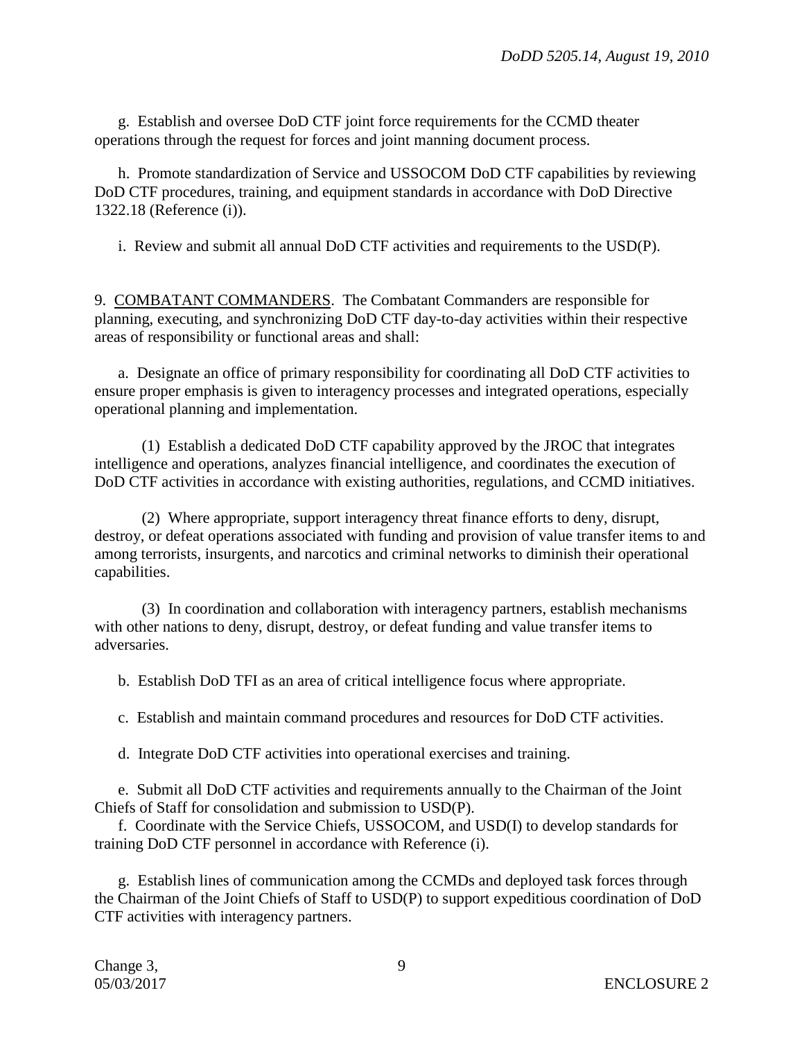g. Establish and oversee DoD CTF joint force requirements for the CCMD theater operations through the request for forces and joint manning document process.

h. Promote standardization of Service and USSOCOM DoD CTF capabilities by reviewing DoD CTF procedures, training, and equipment standards in accordance with DoD Directive 1322.18 (Reference (i)).

i. Review and submit all annual DoD CTF activities and requirements to the USD(P).

9. COMBATANT COMMANDERS. The Combatant Commanders are responsible for planning, executing, and synchronizing DoD CTF day-to-day activities within their respective areas of responsibility or functional areas and shall:

a. Designate an office of primary responsibility for coordinating all DoD CTF activities to ensure proper emphasis is given to interagency processes and integrated operations, especially operational planning and implementation.

(1) Establish a dedicated DoD CTF capability approved by the JROC that integrates intelligence and operations, analyzes financial intelligence, and coordinates the execution of DoD CTF activities in accordance with existing authorities, regulations, and CCMD initiatives.

(2) Where appropriate, support interagency threat finance efforts to deny, disrupt, destroy, or defeat operations associated with funding and provision of value transfer items to and among terrorists, insurgents, and narcotics and criminal networks to diminish their operational capabilities.

(3) In coordination and collaboration with interagency partners, establish mechanisms with other nations to deny, disrupt, destroy, or defeat funding and value transfer items to adversaries.

b. Establish DoD TFI as an area of critical intelligence focus where appropriate.

c. Establish and maintain command procedures and resources for DoD CTF activities.

d. Integrate DoD CTF activities into operational exercises and training.

e. Submit all DoD CTF activities and requirements annually to the Chairman of the Joint Chiefs of Staff for consolidation and submission to USD(P).

f. Coordinate with the Service Chiefs, USSOCOM, and USD(I) to develop standards for training DoD CTF personnel in accordance with Reference (i).

g. Establish lines of communication among the CCMDs and deployed task forces through the Chairman of the Joint Chiefs of Staff to USD(P) to support expeditious coordination of DoD CTF activities with interagency partners.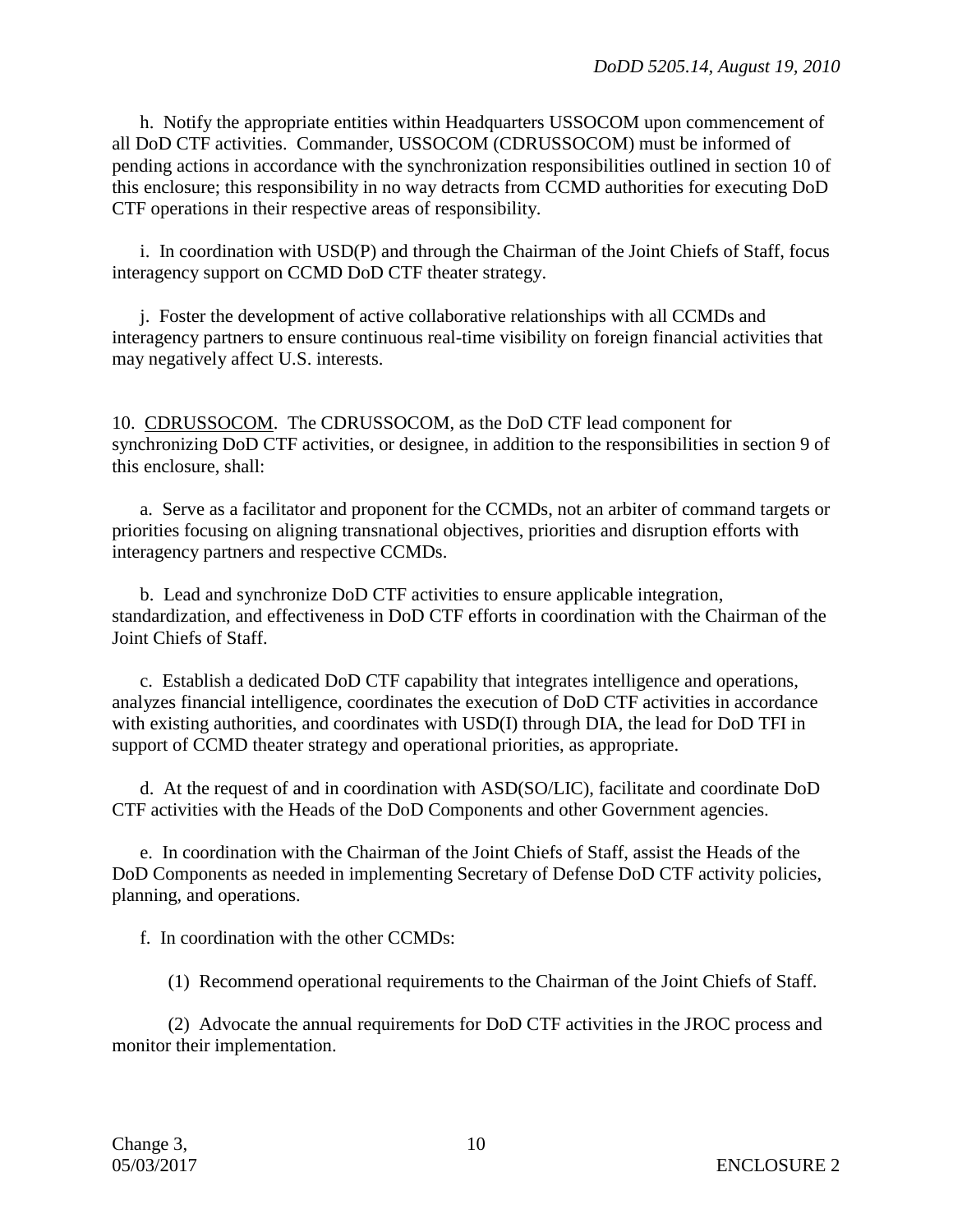h. Notify the appropriate entities within Headquarters USSOCOM upon commencement of all DoD CTF activities. Commander, USSOCOM (CDRUSSOCOM) must be informed of pending actions in accordance with the synchronization responsibilities outlined in section 10 of this enclosure; this responsibility in no way detracts from CCMD authorities for executing DoD CTF operations in their respective areas of responsibility.

i. In coordination with USD(P) and through the Chairman of the Joint Chiefs of Staff, focus interagency support on CCMD DoD CTF theater strategy.

j. Foster the development of active collaborative relationships with all CCMDs and interagency partners to ensure continuous real-time visibility on foreign financial activities that may negatively affect U.S. interests.

10. CDRUSSOCOM. The CDRUSSOCOM, as the DoD CTF lead component for synchronizing DoD CTF activities, or designee, in addition to the responsibilities in section 9 of this enclosure, shall:

a. Serve as a facilitator and proponent for the CCMDs, not an arbiter of command targets or priorities focusing on aligning transnational objectives, priorities and disruption efforts with interagency partners and respective CCMDs.

b. Lead and synchronize DoD CTF activities to ensure applicable integration, standardization, and effectiveness in DoD CTF efforts in coordination with the Chairman of the Joint Chiefs of Staff.

c. Establish a dedicated DoD CTF capability that integrates intelligence and operations, analyzes financial intelligence, coordinates the execution of DoD CTF activities in accordance with existing authorities, and coordinates with USD(I) through DIA, the lead for DoD TFI in support of CCMD theater strategy and operational priorities, as appropriate.

d. At the request of and in coordination with ASD(SO/LIC), facilitate and coordinate DoD CTF activities with the Heads of the DoD Components and other Government agencies.

e. In coordination with the Chairman of the Joint Chiefs of Staff, assist the Heads of the DoD Components as needed in implementing Secretary of Defense DoD CTF activity policies, planning, and operations.

f. In coordination with the other CCMDs:

(1) Recommend operational requirements to the Chairman of the Joint Chiefs of Staff.

(2) Advocate the annual requirements for DoD CTF activities in the JROC process and monitor their implementation.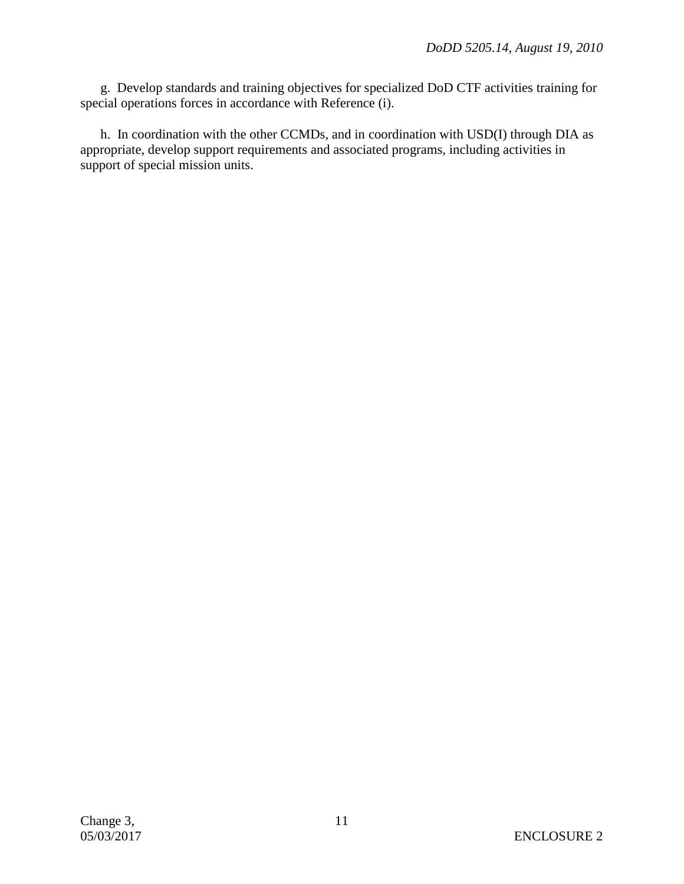g. Develop standards and training objectives for specialized DoD CTF activities training for special operations forces in accordance with Reference (i).

h. In coordination with the other CCMDs, and in coordination with USD(I) through DIA as appropriate, develop support requirements and associated programs, including activities in support of special mission units.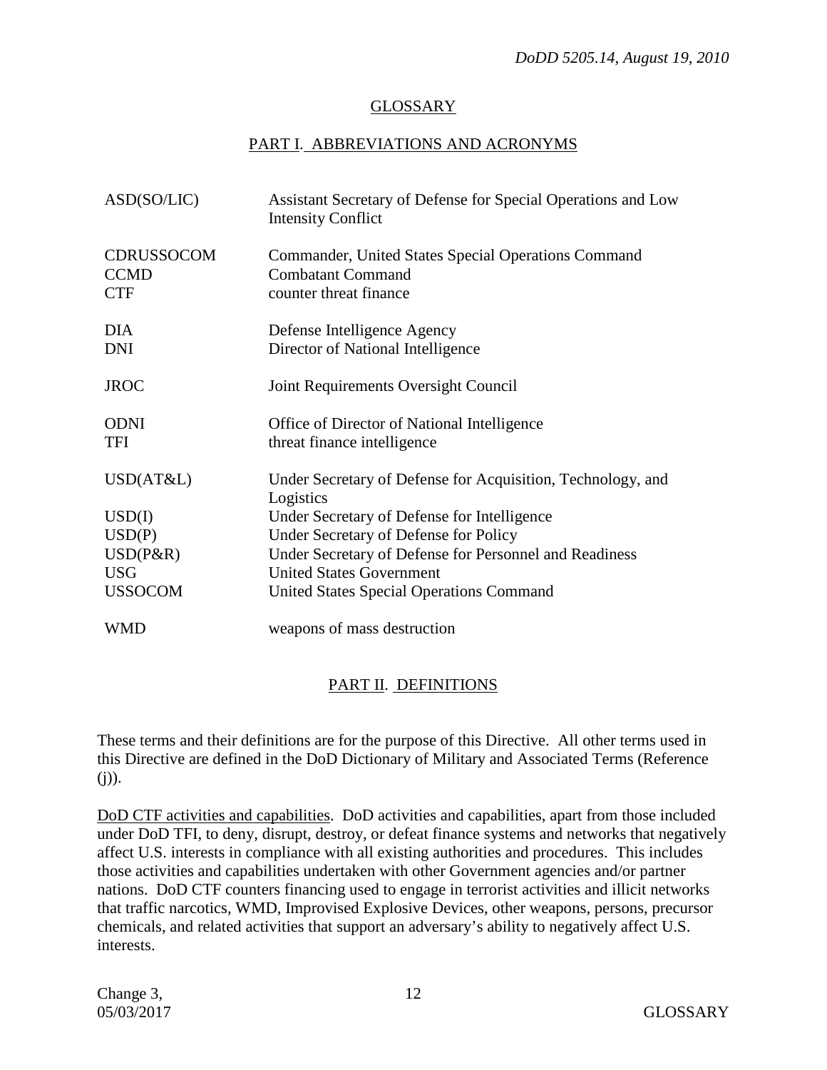## GLOSSARY

### PART I. ABBREVIATIONS AND ACRONYMS

| | |
|---|---|
| ASD(SO/LIC) | Assistant Secretary of Defense for Special Operations and Low Intensity Conflict |
| CDRUSSOCOM | Commander, United States Special Operations Command |
| CCMD | Combatant Command |
| CTF | counter threat finance |
| DIA | Defense Intelligence Agency |
| DNI | Director of National Intelligence |
| JROC | Joint Requirements Oversight Council |
| ODNI | Office of Director of National Intelligence |
| TFI | threat finance intelligence |
| USD(AT&L) | Under Secretary of Defense for Acquisition, Technology, and Logistics |
| USD(I) | Under Secretary of Defense for Intelligence |
| USD(P) | Under Secretary of Defense for Policy |
| USD(P&R) | Under Secretary of Defense for Personnel and Readiness |
| USG | United States Government |
| USSOCOM | United States Special Operations Command |
| WMD | weapons of mass destruction |

### PART II. DEFINITIONS

These terms and their definitions are for the purpose of this Directive. All other terms used in this Directive are defined in the DoD Dictionary of Military and Associated Terms (Reference (j)).

DoD CTF activities and capabilities. DoD activities and capabilities, apart from those included under DoD TFI, to deny, disrupt, destroy, or defeat finance systems and networks that negatively affect U.S. interests in compliance with all existing authorities and procedures. This includes those activities and capabilities undertaken with other Government agencies and/or partner nations. DoD CTF counters financing used to engage in terrorist activities and illicit networks that traffic narcotics, WMD, Improvised Explosive Devices, other weapons, persons, precursor chemicals, and related activities that support an adversary's ability to negatively affect U.S. interests.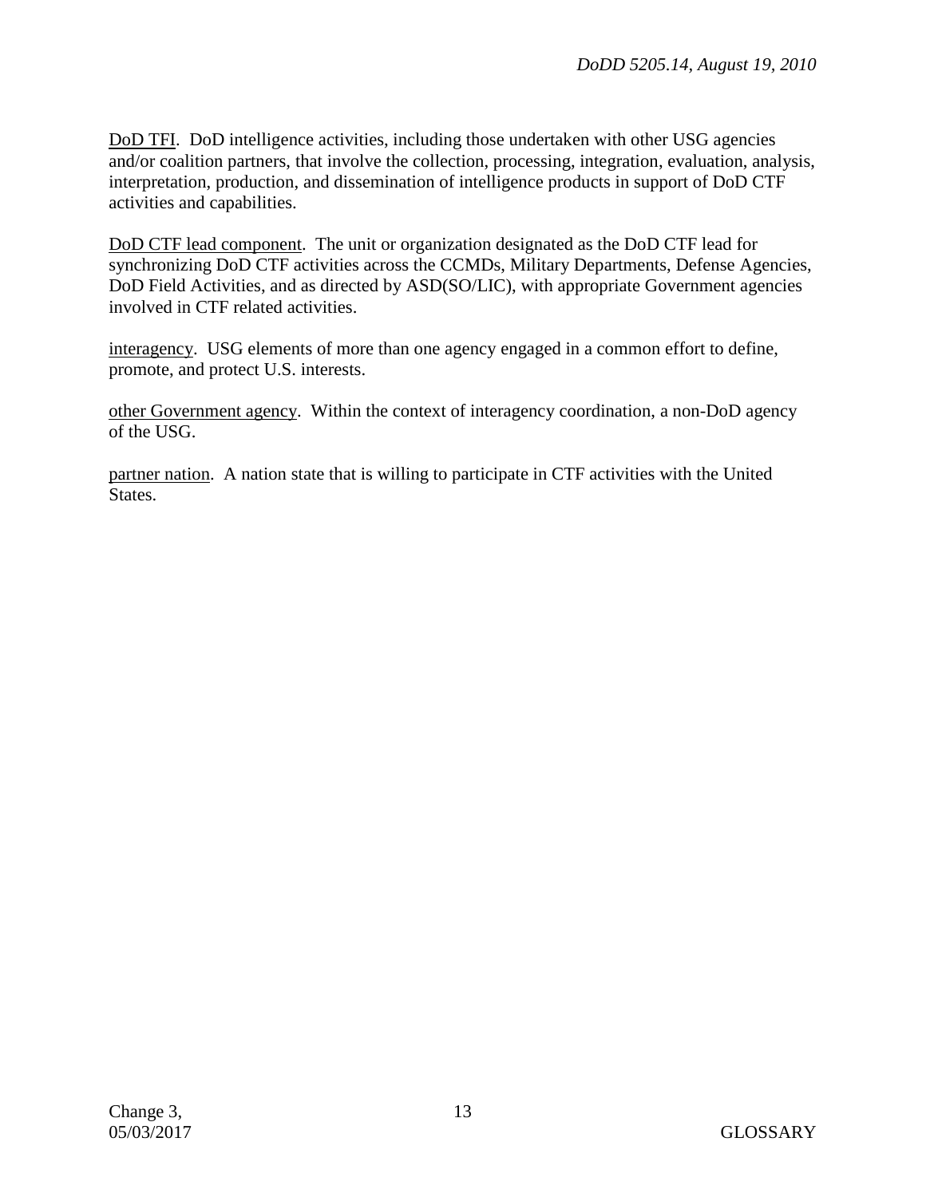<u>DoD TFI</u>. DoD intelligence activities, including those undertaken with other USG agencies and/or coalition partners, that involve the collection, processing, integration, evaluation, analysis, interpretation, production, and dissemination of intelligence products in support of DoD CTF activities and capabilities.

<u>DoD CTF lead component</u>. The unit or organization designated as the DoD CTF lead for synchronizing DoD CTF activities across the CCMDs, Military Departments, Defense Agencies, DoD Field Activities, and as directed by ASD(SO/LIC), with appropriate Government agencies involved in CTF related activities.

<u>interagency</u>. USG elements of more than one agency engaged in a common effort to define, promote, and protect U.S. interests.

<u>other Government agency</u>. Within the context of interagency coordination, a non-DoD agency of the USG.

<u>partner nation</u>. A nation state that is willing to participate in CTF activities with the United States.